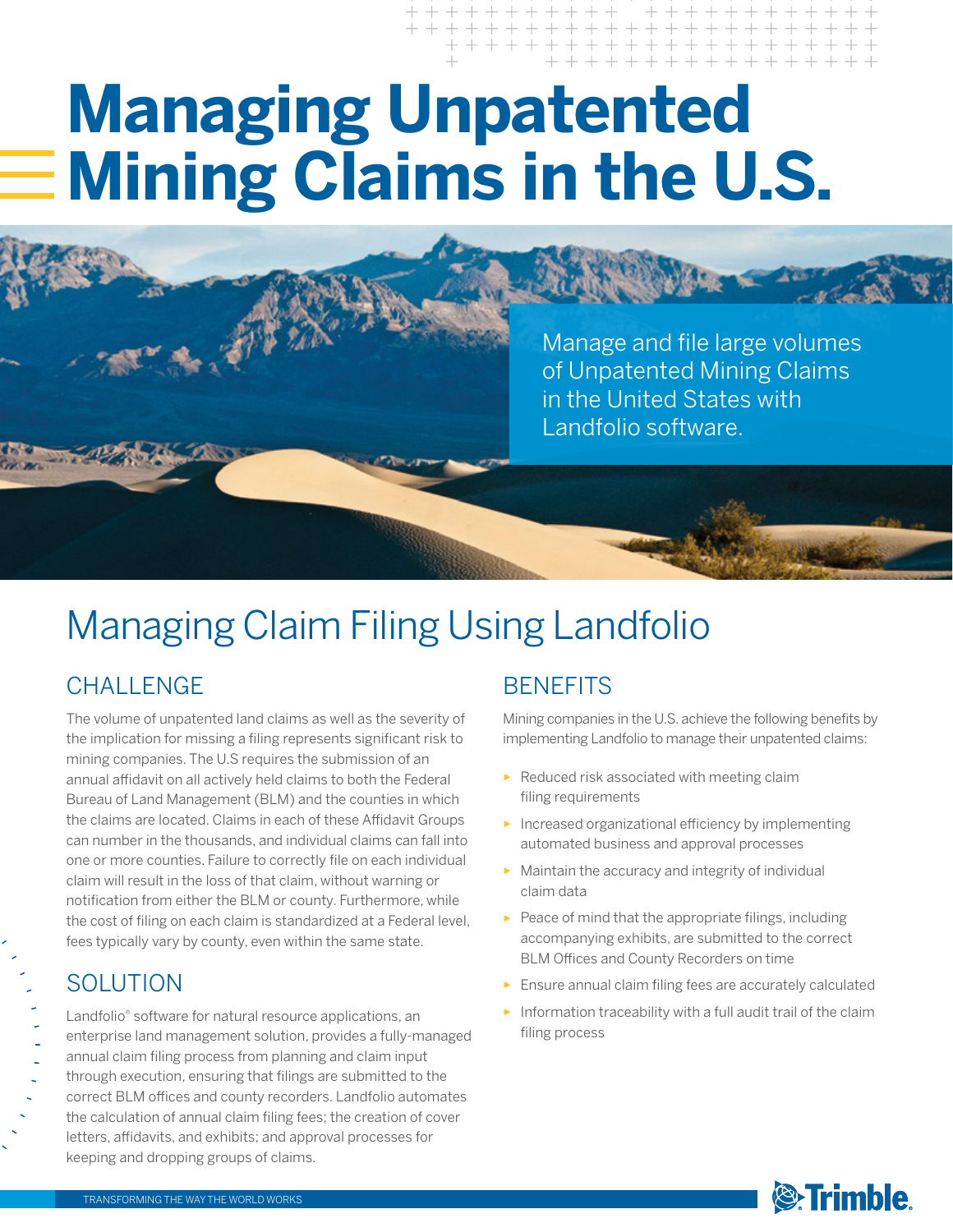# Managing Unpatented Mining Claims in the U.S.

Manage and file large volumes of Unpatented Mining Claims in the United States with Landfolio software.

## Managing Claim Filing Using Landfolio

### CHALLENGE

The volume of unpatented land claims as well as the severity of the implication for missing a filing represents significant risk to mining companies. The U.S requires the submission of an annual affidavit on all actively held claims to both the Federal Bureau of Land Management (BLM) and the counties in which the claims are located. Claims in each of these Affidavit Groups can number in the thousands, and individual claims can fall into one or more counties. Failure to correctly file on each individual claim will result in the loss of that claim, without warning or notification from either the BLM or county. Furthermore, while the cost of filing on each claim is standardized at a Federal level, fees typically vary by county, even within the same state.

### SOLUTION

Landfolio® software for natural resource applications, an enterprise land management solution, provides a fully-managed annual claim filing process from planning and claim input through execution, ensuring that filings are submitted to the correct BLM offices and county recorders. Landfolio automates the calculation of annual claim filing fees; the creation of cover letters, affidavits, and exhibits; and approval processes for keeping and dropping groups of claims.

### BENEFITS

Mining companies in the U.S. achieve the following benefits by implementing Landfolio to manage their unpatented claims:

- Reduced risk associated with meeting claim filing requirements
- Increased organizational efficiency by implementing automated business and approval processes
- Maintain the accuracy and integrity of individual claim data
- Peace of mind that the appropriate filings, including accompanying exhibits, are submitted to the correct BLM Offices and County Recorders on time
- Ensure annual claim filing fees are accurately calculated
- Information traceability with a full audit trail of the claim filing process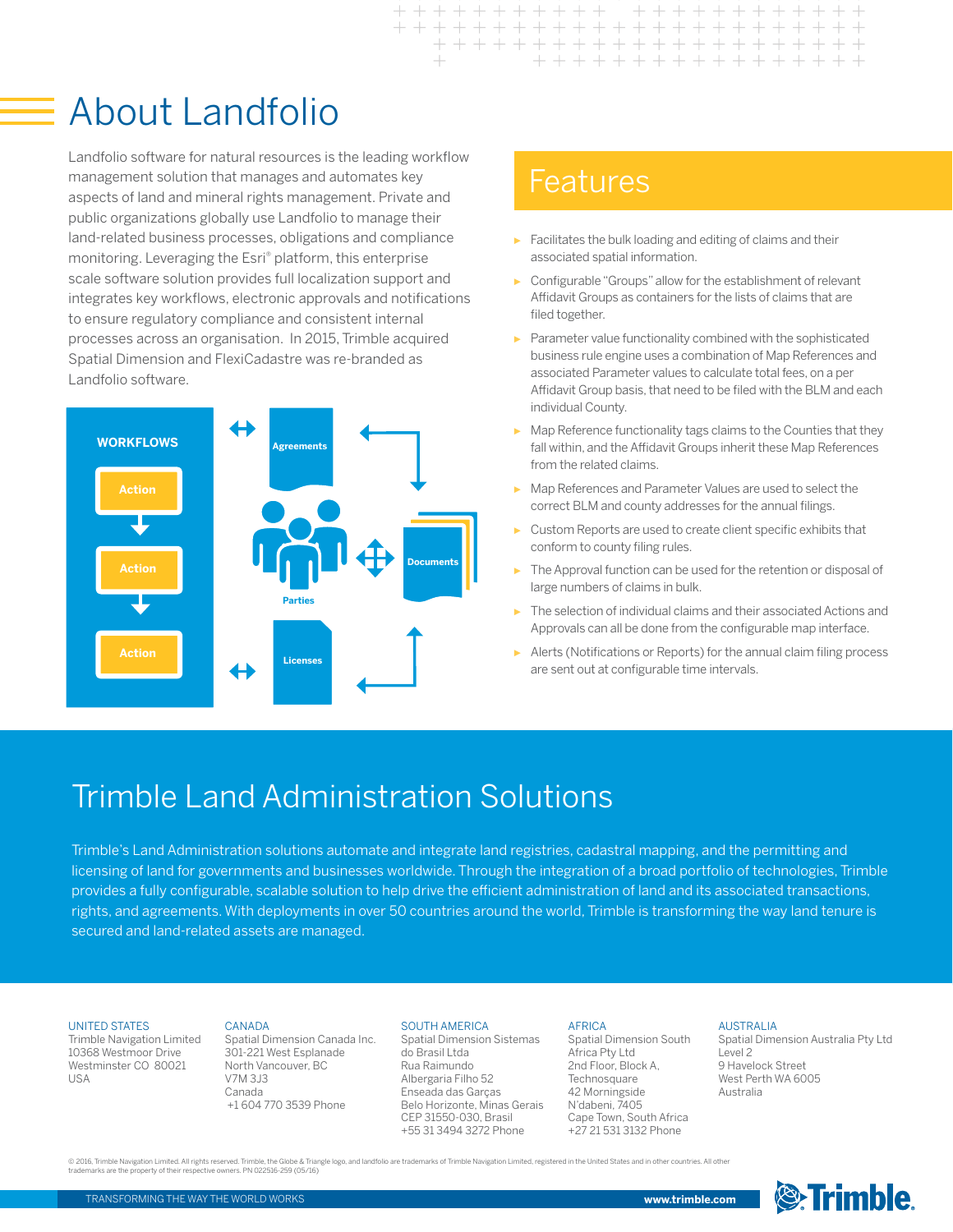# About Landfolio

Landfolio software for natural resources is the leading workflow management solution that manages and automates key aspects of land and mineral rights management. Private and public organizations globally use Landfolio to manage their land-related business processes, obligations and compliance monitoring. Leveraging the Esri® platform, this enterprise scale software solution provides full localization support and integrates key workflows, electronic approvals and notifications to ensure regulatory compliance and consistent internal processes across an organisation. In 2015, Trimble acquired Spatial Dimension and FlexiCadastre was re-branded as Landfolio software.

WORKFLOWS

Action

Action

Action

Agreements

Parties

Documents

Licenses

## Features

- Facilitates the bulk loading and editing of claims and their associated spatial information.
- Configurable "Groups" allow for the establishment of relevant Affidavit Groups as containers for the lists of claims that are filed together.
- Parameter value functionality combined with the sophisticated business rule engine uses a combination of Map References and associated Parameter values to calculate total fees, on a per Affidavit Group basis, that need to be filed with the BLM and each individual County.
- Map Reference functionality tags claims to the Counties that they fall within, and the Affidavit Groups inherit these Map References from the related claims.
- Map References and Parameter Values are used to select the correct BLM and county addresses for the annual filings.
- Custom Reports are used to create client specific exhibits that conform to county filing rules.
- The Approval function can be used for the retention or disposal of large numbers of claims in bulk.
- The selection of individual claims and their associated Actions and Approvals can all be done from the configurable map interface.
- Alerts (Notifications or Reports) for the annual claim filing process are sent out at configurable time intervals.

# Trimble Land Administration Solutions

Trimble's Land Administration solutions automate and integrate land registries, cadastral mapping, and the permitting and licensing of land for governments and businesses worldwide. Through the integration of a broad portfolio of technologies, Trimble provides a fully configurable, scalable solution to help drive the efficient administration of land and its associated transactions, rights, and agreements. With deployments in over 50 countries around the world, Trimble is transforming the way land tenure is secured and land-related assets are managed.

UNITED STATES
Trimble Navigation Limited
10368 Westmoor Drive
Westminster CO 80021
USA

CANADA
Spatial Dimension Canada Inc.
301-221 West Esplanade
North Vancouver, BC
V7M 3J3
Canada
+1 604 770 3539 Phone

SOUTH AMERICA
Spatial Dimension Sistemas do Brasil Ltda
Rua Raimundo Albergaria Filho 52
Enseada das Garças
Belo Horizonte, Minas Gerais
CEP 31550-030, Brasil
+55 31 3494 3272 Phone

AFRICA
Spatial Dimension South Africa Pty Ltd
2nd Floor, Block A,
Technosquare
42 Morningside
N'dabeni, 7405
Cape Town, South Africa
+27 21 531 3132 Phone

AUSTRALIA
Spatial Dimension Australia Pty Ltd
Level 2
9 Havelock Street
West Perth WA 6005
Australia

© 2016, Trimble Navigation Limited. All rights reserved. Trimble, the Globe & Triangle logo, and landfolio are trademarks of Trimble Navigation Limited, registered in the United States and in other countries. All other trademarks are the property of their respective owners. PN 022516-259 (05/16)

TRANSFORMING THE WAY THE WORLD WORKS

www.trimble.com

Trimble